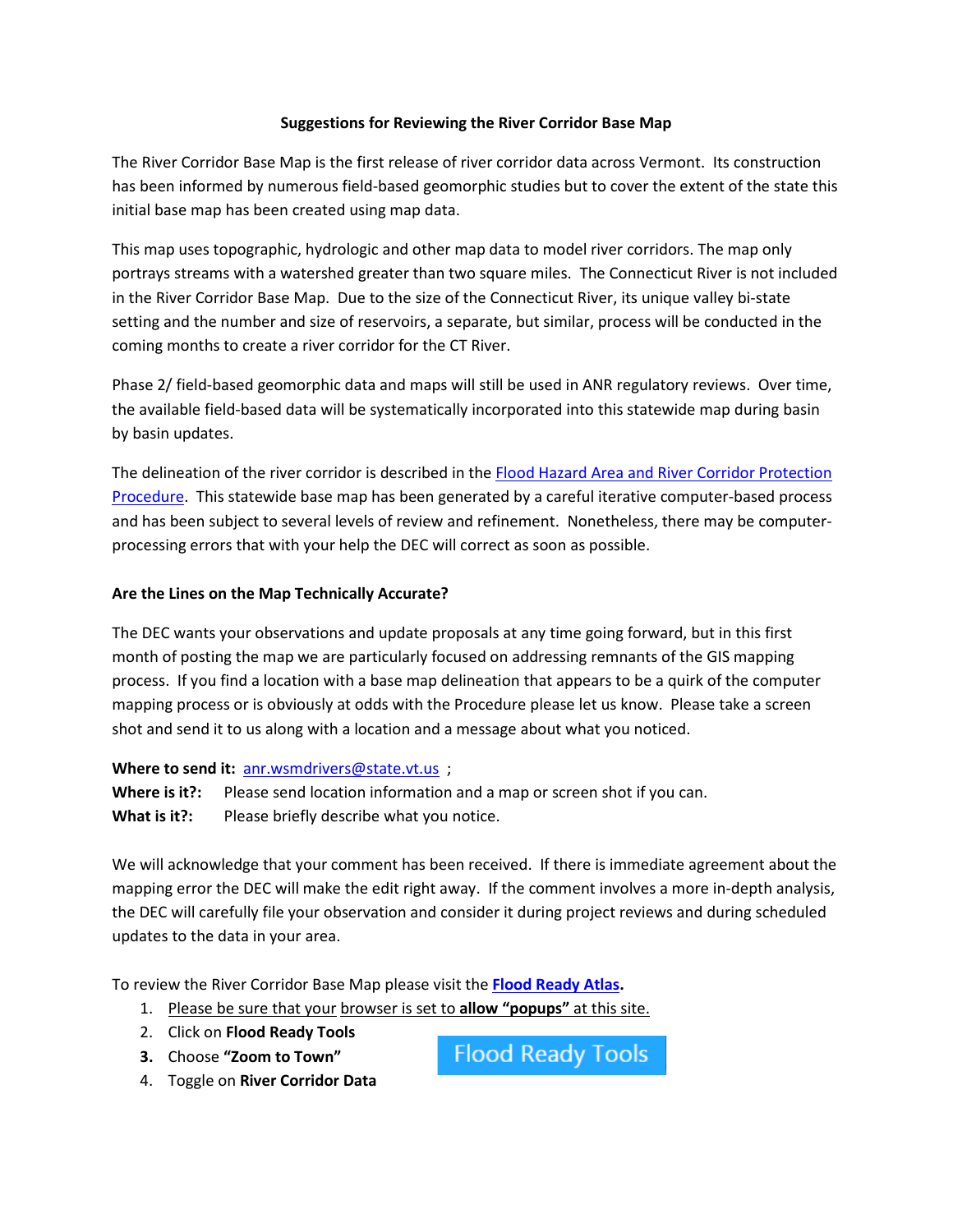**Suggestions for Reviewing the River Corridor Base Map**

The River Corridor Base Map is the first release of river corridor data across Vermont. Its construction has been informed by numerous field-based geomorphic studies but to cover the extent of the state this initial base map has been created using map data.

This map uses topographic, hydrologic and other map data to model river corridors. The map only portrays streams with a watershed greater than two square miles. The Connecticut River is not included in the River Corridor Base Map. Due to the size of the Connecticut River, its unique valley bi-state setting and the number and size of reservoirs, a separate, but similar, process will be conducted in the coming months to create a river corridor for the CT River.

Phase 2/ field-based geomorphic data and maps will still be used in ANR regulatory reviews. Over time, the available field-based data will be systematically incorporated into this statewide map during basin by basin updates.

The delineation of the river corridor is described in the Flood Hazard Area and River Corridor Protection Procedure. This statewide base map has been generated by a careful iterative computer-based process and has been subject to several levels of review and refinement. Nonetheless, there may be computer-processing errors that with your help the DEC will correct as soon as possible.

**Are the Lines on the Map Technically Accurate?**

The DEC wants your observations and update proposals at any time going forward, but in this first month of posting the map we are particularly focused on addressing remnants of the GIS mapping process. If you find a location with a base map delineation that appears to be a quirk of the computer mapping process or is obviously at odds with the Procedure please let us know. Please take a screen shot and send it to us along with a location and a message about what you noticed.

**Where to send it:** anr.wsmdrivers@state.vt.us ;
**Where is it?:** Please send location information and a map or screen shot if you can.
**What is it?:** Please briefly describe what you notice.

We will acknowledge that your comment has been received. If there is immediate agreement about the mapping error the DEC will make the edit right away. If the comment involves a more in-depth analysis, the DEC will carefully file your observation and consider it during project reviews and during scheduled updates to the data in your area.

To review the River Corridor Base Map please visit the **Flood Ready Atlas**.

1. Please be sure that your browser is set to **allow "popups"** at this site.
2. Click on **Flood Ready Tools**
3. Choose **"Zoom to Town"**
4. Toggle on **River Corridor Data**

Flood Ready Tools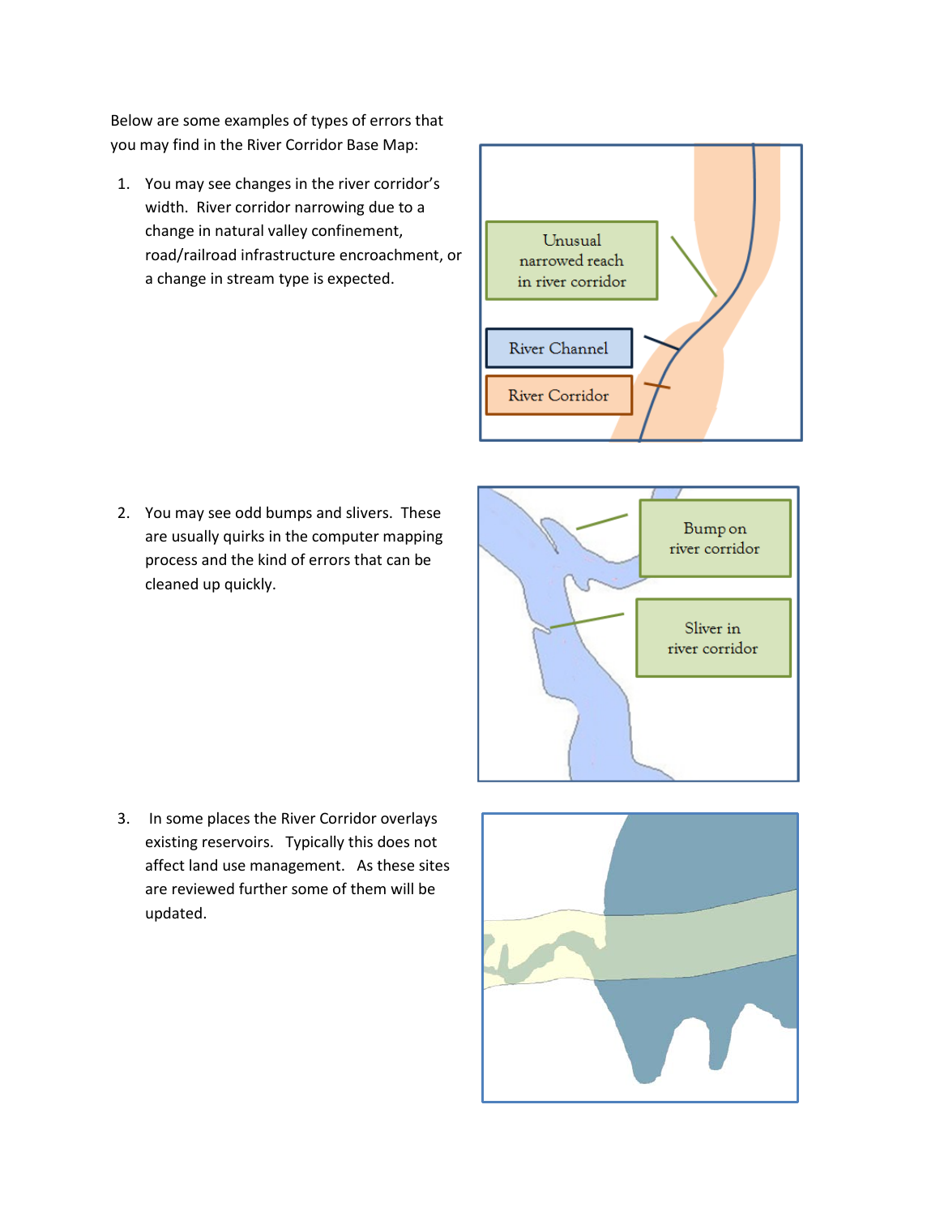Below are some examples of types of errors that you may find in the River Corridor Base Map:

1. You may see changes in the river corridor's width. River corridor narrowing due to a change in natural valley confinement, road/railroad infrastructure encroachment, or a change in stream type is expected.

Unusual narrowed reach in river corridor

River Channel

River Corridor

2. You may see odd bumps and slivers. These are usually quirks in the computer mapping process and the kind of errors that can be cleaned up quickly.

Bump on river corridor

Sliver in river corridor

3. In some places the River Corridor overlays existing reservoirs. Typically this does not affect land use management. As these sites are reviewed further some of them will be updated.